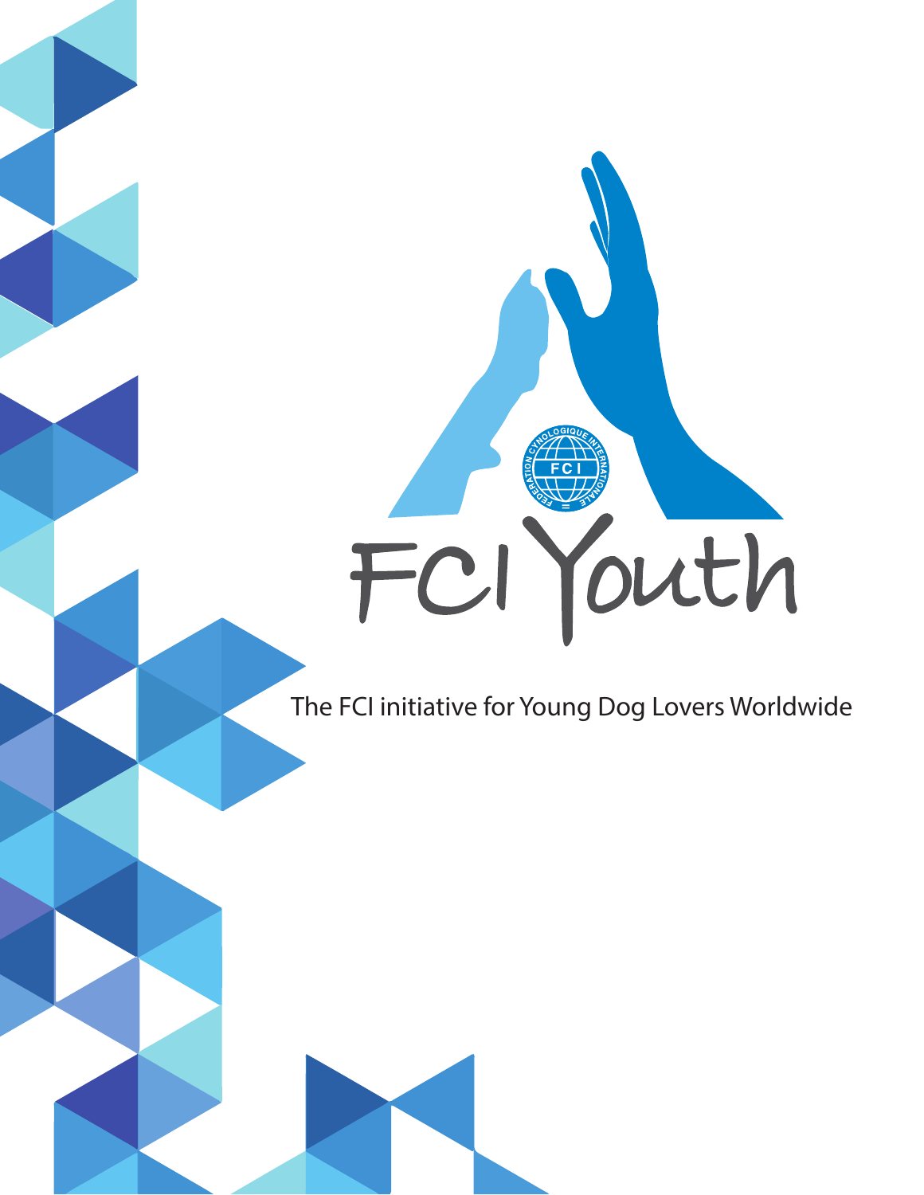# FCI Youth

The FCI initiative for Young Dog Lovers Worldwide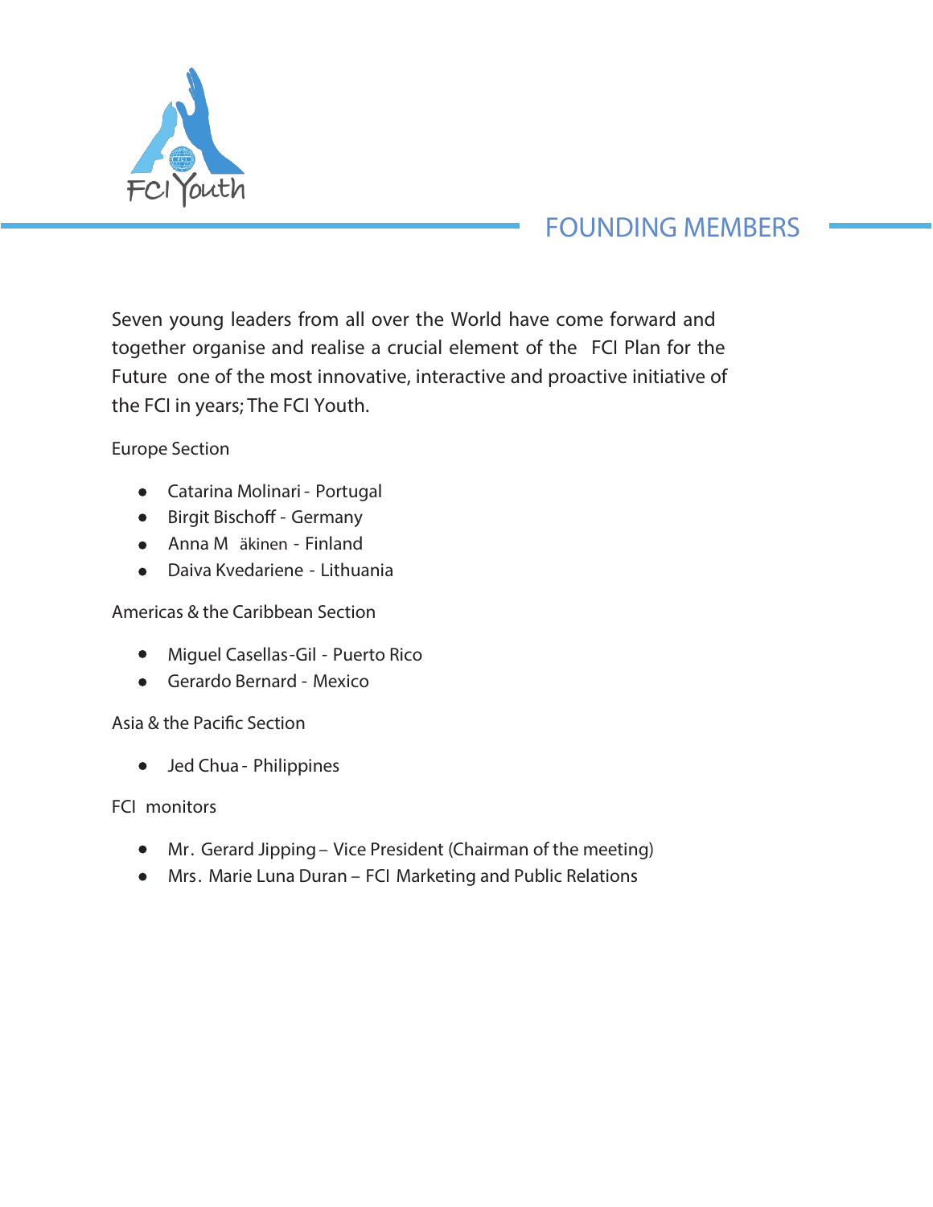# FOUNDING MEMBERS

Seven young leaders from all over the World have come forward and together organise and realise a crucial element of the FCI Plan for the Future one of the most innovative, interactive and proactive initiative of the FCI in years; The FCI Youth.

Europe Section

- Catarina Molinari - Portugal
- Birgit Bischoff - Germany
- Anna Mäkinen - Finland
- Daiva Kvedariene - Lithuania

Americas & the Caribbean Section

- Miguel Casellas-Gil - Puerto Rico
- Gerardo Bernard - Mexico

Asia & the Pacific Section

- Jed Chua - Philippines

FCI monitors

- Mr. Gerard Jipping – Vice President (Chairman of the meeting)
- Mrs. Marie Luna Duran – FCI Marketing and Public Relations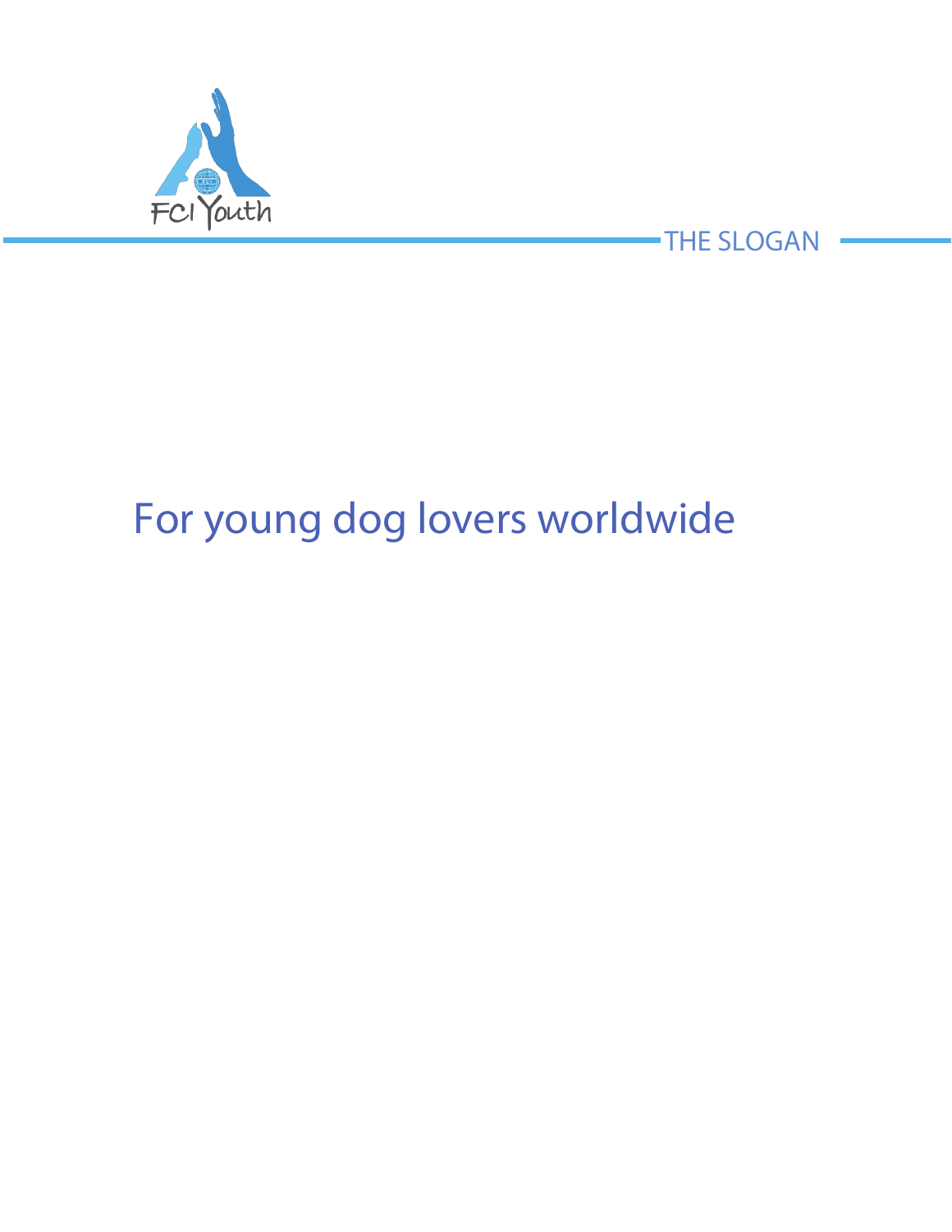## THE SLOGAN

For young dog lovers worldwide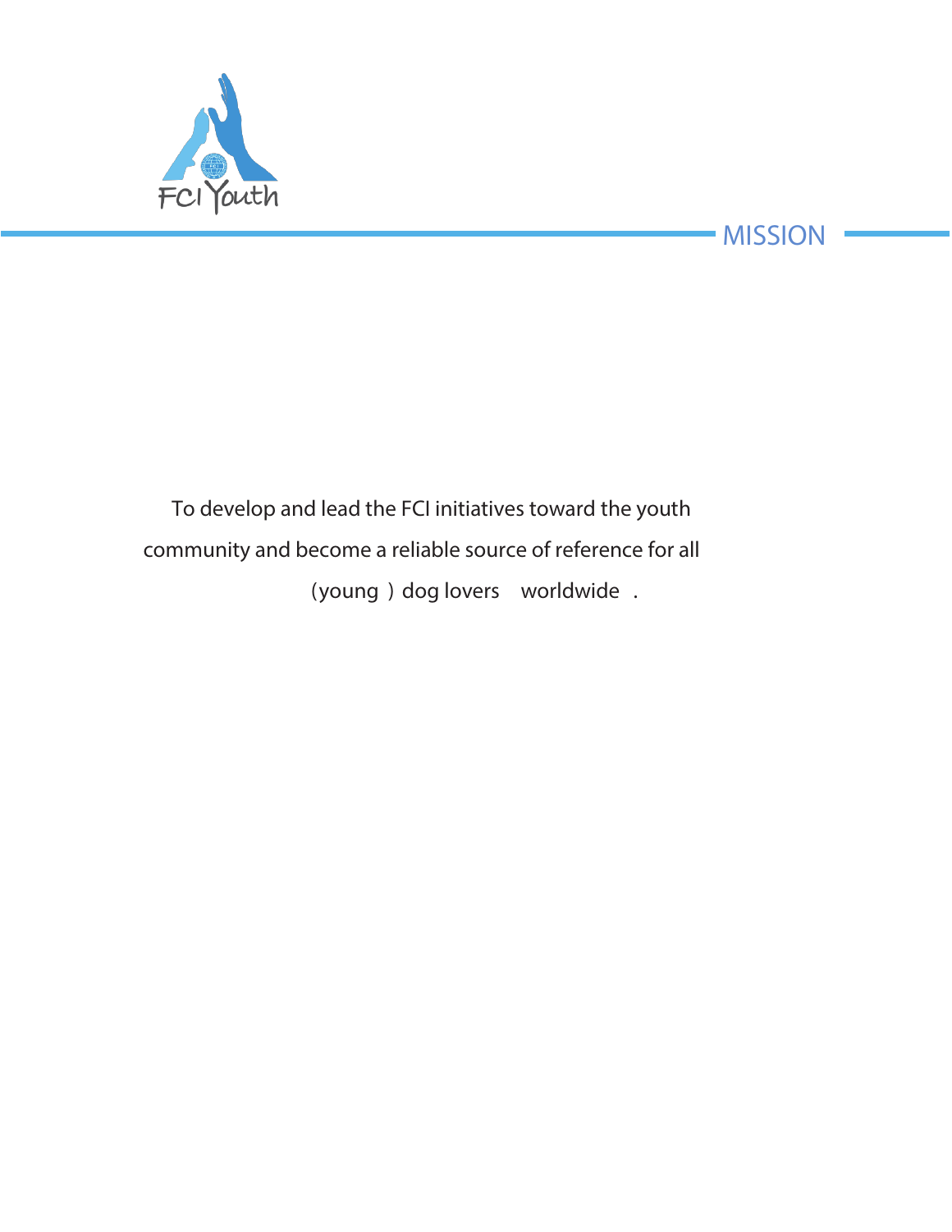## MISSION

To develop and lead the FCI initiatives toward the youth community and become a reliable source of reference for all (young) dog lovers worldwide.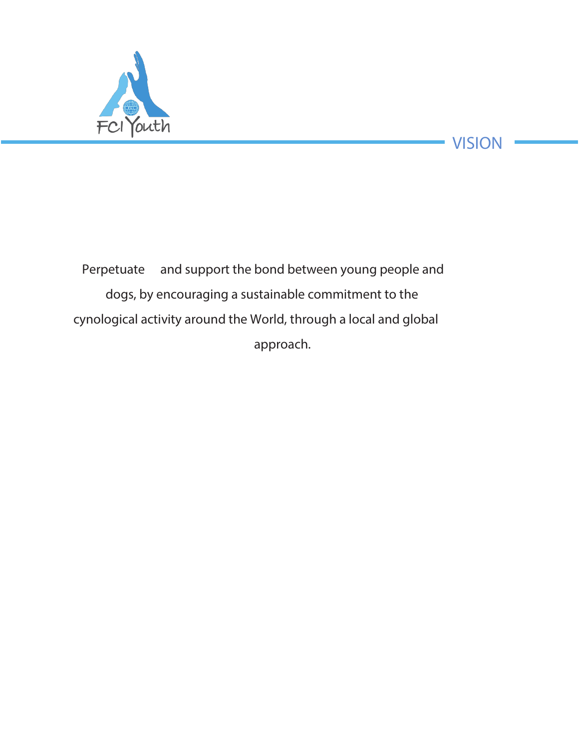## VISION

Perpetuate and support the bond between young people and dogs, by encouraging a sustainable commitment to the cynological activity around the World, through a local and global approach.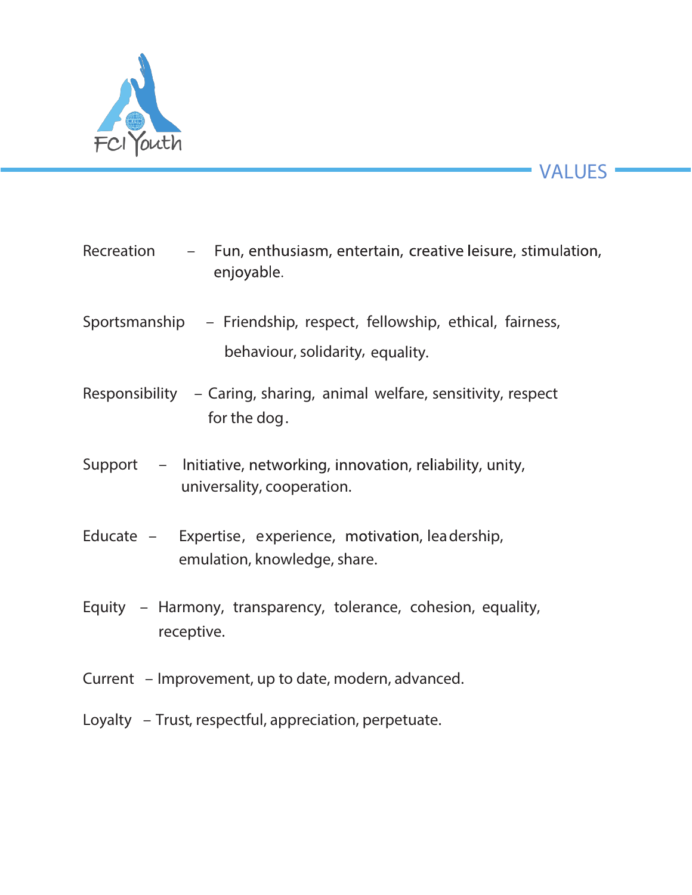FCI Youth

# VALUES

Recreation – Fun, enthusiasm, entertain, creative leisure, stimulation, enjoyable.

Sportsmanship – Friendship, respect, fellowship, ethical, fairness, behaviour, solidarity, equality.

Responsibility – Caring, sharing, animal welfare, sensitivity, respect for the dog.

Support – Initiative, networking, innovation, reliability, unity, universality, cooperation.

Educate – Expertise, experience, motivation, leadership, emulation, knowledge, share.

Equity – Harmony, transparency, tolerance, cohesion, equality, receptive.

Current – Improvement, up to date, modern, advanced.

Loyalty – Trust, respectful, appreciation, perpetuate.